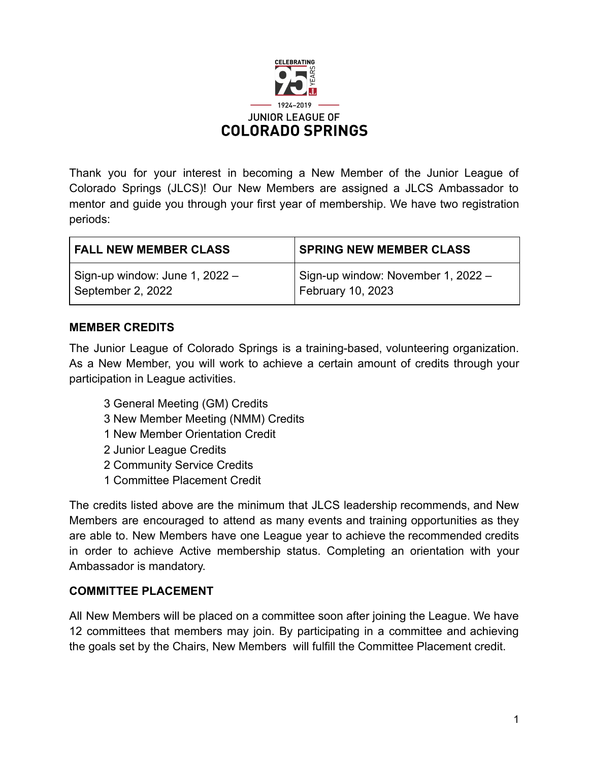CELEBRATING 95 YEARS

1924–2019

JUNIOR LEAGUE OF

**COLORADO SPRINGS**

Thank you for your interest in becoming a New Member of the Junior League of Colorado Springs (JLCS)! Our New Members are assigned a JLCS Ambassador to mentor and guide you through your first year of membership. We have two registration periods:

| **FALL NEW MEMBER CLASS** | **SPRING NEW MEMBER CLASS** |
| --- | --- |
| Sign-up window: June 1, 2022 – September 2, 2022 | Sign-up window: November 1, 2022 – February 10, 2023 |

**MEMBER CREDITS**

The Junior League of Colorado Springs is a training-based, volunteering organization. As a New Member, you will work to achieve a certain amount of credits through your participation in League activities.

3 General Meeting (GM) Credits
3 New Member Meeting (NMM) Credits
1 New Member Orientation Credit
2 Junior League Credits
2 Community Service Credits
1 Committee Placement Credit

The credits listed above are the minimum that JLCS leadership recommends, and New Members are encouraged to attend as many events and training opportunities as they are able to. New Members have one League year to achieve the recommended credits in order to achieve Active membership status. Completing an orientation with your Ambassador is mandatory.

**COMMITTEE PLACEMENT**

All New Members will be placed on a committee soon after joining the League. We have 12 committees that members may join. By participating in a committee and achieving the goals set by the Chairs, New Members will fulfill the Committee Placement credit.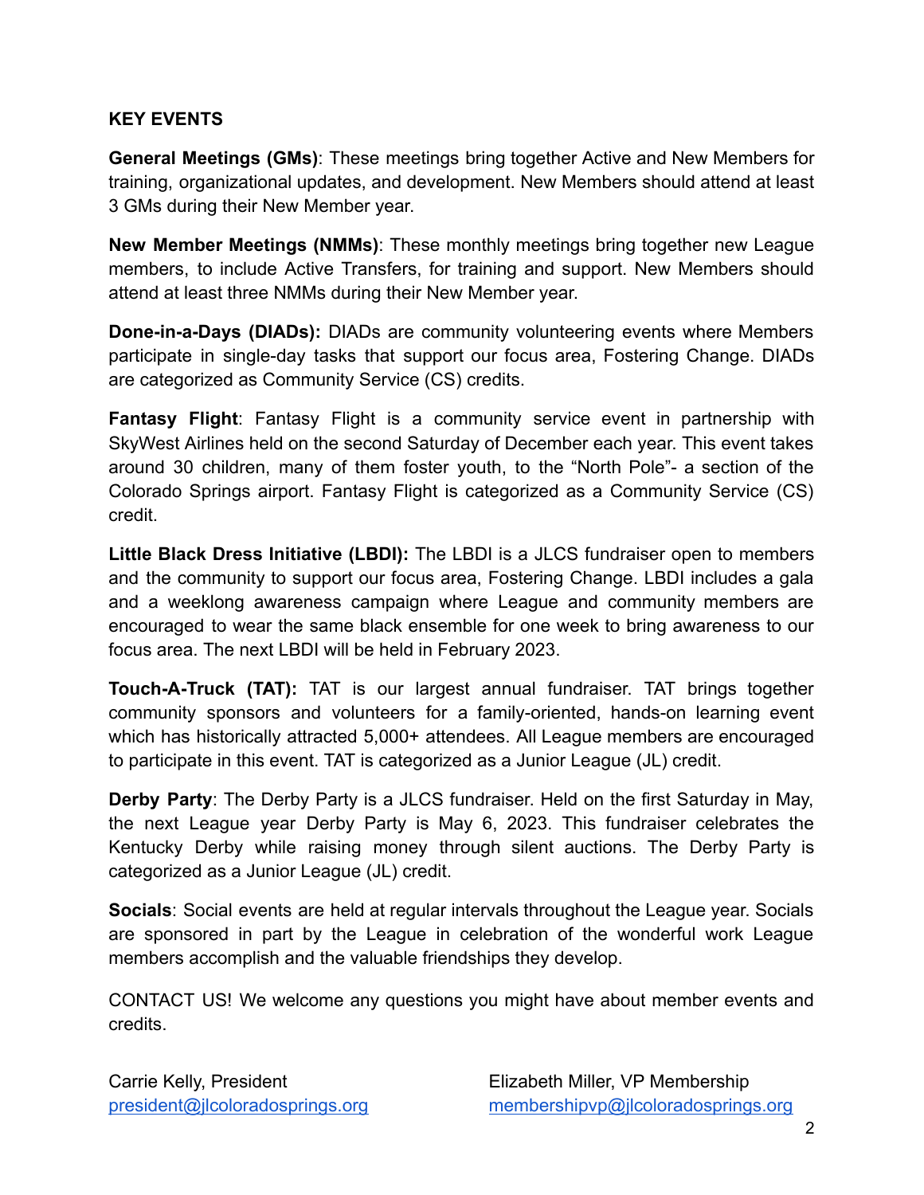**KEY EVENTS**

**General Meetings (GMs)**: These meetings bring together Active and New Members for training, organizational updates, and development. New Members should attend at least 3 GMs during their New Member year.

**New Member Meetings (NMMs)**: These monthly meetings bring together new League members, to include Active Transfers, for training and support. New Members should attend at least three NMMs during their New Member year.

**Done-in-a-Days (DIADs):** DIADs are community volunteering events where Members participate in single-day tasks that support our focus area, Fostering Change. DIADs are categorized as Community Service (CS) credits.

**Fantasy Flight**: Fantasy Flight is a community service event in partnership with SkyWest Airlines held on the second Saturday of December each year. This event takes around 30 children, many of them foster youth, to the "North Pole"- a section of the Colorado Springs airport. Fantasy Flight is categorized as a Community Service (CS) credit.

**Little Black Dress Initiative (LBDI):** The LBDI is a JLCS fundraiser open to members and the community to support our focus area, Fostering Change. LBDI includes a gala and a weeklong awareness campaign where League and community members are encouraged to wear the same black ensemble for one week to bring awareness to our focus area. The next LBDI will be held in February 2023.

**Touch-A-Truck (TAT):** TAT is our largest annual fundraiser. TAT brings together community sponsors and volunteers for a family-oriented, hands-on learning event which has historically attracted 5,000+ attendees. All League members are encouraged to participate in this event. TAT is categorized as a Junior League (JL) credit.

**Derby Party**: The Derby Party is a JLCS fundraiser. Held on the first Saturday in May, the next League year Derby Party is May 6, 2023. This fundraiser celebrates the Kentucky Derby while raising money through silent auctions. The Derby Party is categorized as a Junior League (JL) credit.

**Socials**: Social events are held at regular intervals throughout the League year. Socials are sponsored in part by the League in celebration of the wonderful work League members accomplish and the valuable friendships they develop.

CONTACT US! We welcome any questions you might have about member events and credits.

Carrie Kelly, President
[president@jlcoloradosprings.org](mailto:president@jlcoloradosprings.org)

Elizabeth Miller, VP Membership
[membershipvp@jlcoloradosprings.org](mailto:membershipvp@jlcoloradosprings.org)